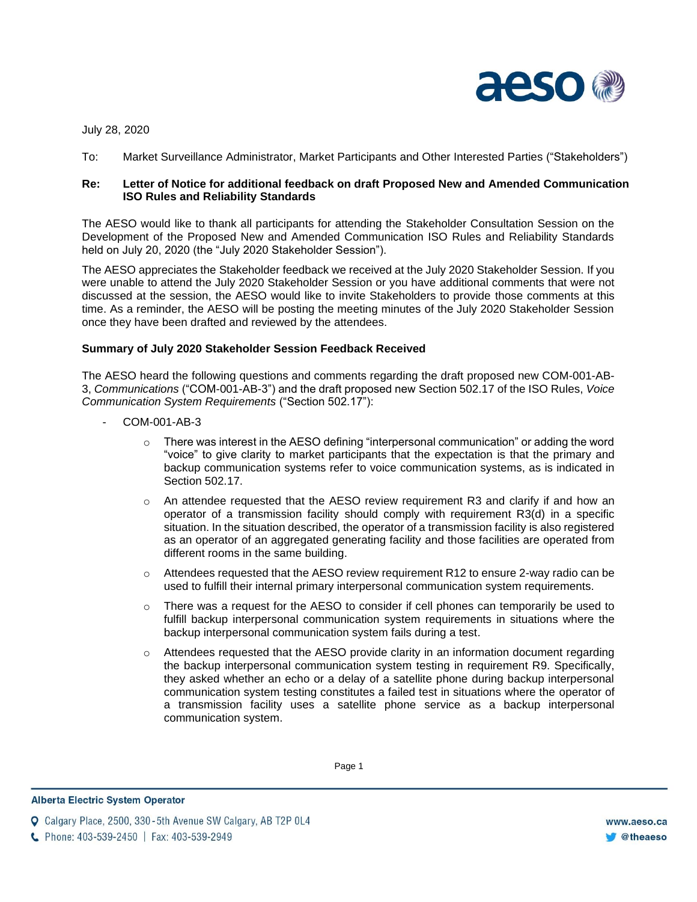July 28, 2020

To: Market Surveillance Administrator, Market Participants and Other Interested Parties ("Stakeholders")

**Re: Letter of Notice for additional feedback on draft Proposed New and Amended Communication ISO Rules and Reliability Standards**

The AESO would like to thank all participants for attending the Stakeholder Consultation Session on the Development of the Proposed New and Amended Communication ISO Rules and Reliability Standards held on July 20, 2020 (the "July 2020 Stakeholder Session").

The AESO appreciates the Stakeholder feedback we received at the July 2020 Stakeholder Session. If you were unable to attend the July 2020 Stakeholder Session or you have additional comments that were not discussed at the session, the AESO would like to invite Stakeholders to provide those comments at this time. As a reminder, the AESO will be posting the meeting minutes of the July 2020 Stakeholder Session once they have been drafted and reviewed by the attendees.

**Summary of July 2020 Stakeholder Session Feedback Received**

The AESO heard the following questions and comments regarding the draft proposed new COM-001-AB-3, *Communications* ("COM-001-AB-3") and the draft proposed new Section 502.17 of the ISO Rules, *Voice Communication System Requirements* ("Section 502.17"):

- COM-001-AB-3
  - There was interest in the AESO defining "interpersonal communication" or adding the word "voice" to give clarity to market participants that the expectation is that the primary and backup communication systems refer to voice communication systems, as is indicated in Section 502.17.
  - An attendee requested that the AESO review requirement R3 and clarify if and how an operator of a transmission facility should comply with requirement R3(d) in a specific situation. In the situation described, the operator of a transmission facility is also registered as an operator of an aggregated generating facility and those facilities are operated from different rooms in the same building.
  - Attendees requested that the AESO review requirement R12 to ensure 2-way radio can be used to fulfill their internal primary interpersonal communication system requirements.
  - There was a request for the AESO to consider if cell phones can temporarily be used to fulfill backup interpersonal communication system requirements in situations where the backup interpersonal communication system fails during a test.
  - Attendees requested that the AESO provide clarity in an information document regarding the backup interpersonal communication system testing in requirement R9. Specifically, they asked whether an echo or a delay of a satellite phone during backup interpersonal communication system testing constitutes a failed test in situations where the operator of a transmission facility uses a satellite phone service as a backup interpersonal communication system.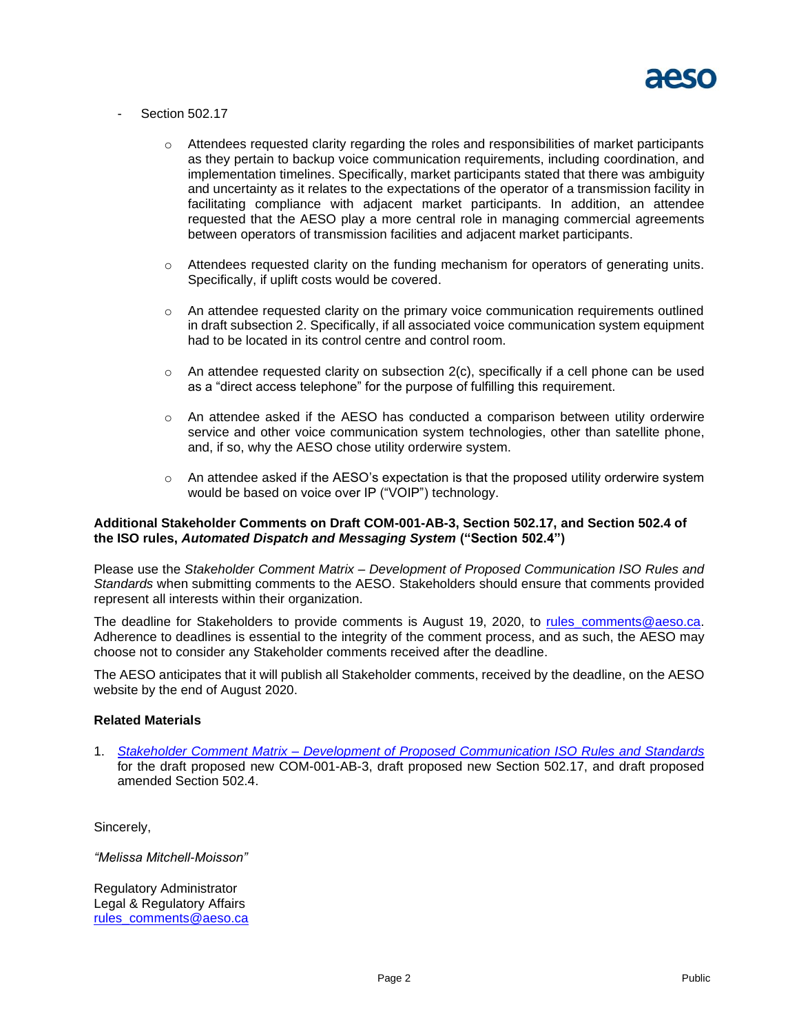- Section 502.17

    - Attendees requested clarity regarding the roles and responsibilities of market participants as they pertain to backup voice communication requirements, including coordination, and implementation timelines. Specifically, market participants stated that there was ambiguity and uncertainty as it relates to the expectations of the operator of a transmission facility in facilitating compliance with adjacent market participants. In addition, an attendee requested that the AESO play a more central role in managing commercial agreements between operators of transmission facilities and adjacent market participants.

    - Attendees requested clarity on the funding mechanism for operators of generating units. Specifically, if uplift costs would be covered.

    - An attendee requested clarity on the primary voice communication requirements outlined in draft subsection 2. Specifically, if all associated voice communication system equipment had to be located in its control centre and control room.

    - An attendee requested clarity on subsection 2(c), specifically if a cell phone can be used as a "direct access telephone" for the purpose of fulfilling this requirement.

    - An attendee asked if the AESO has conducted a comparison between utility orderwire service and other voice communication system technologies, other than satellite phone, and, if so, why the AESO chose utility orderwire system.

    - An attendee asked if the AESO's expectation is that the proposed utility orderwire system would be based on voice over IP ("VOIP") technology.

**Additional Stakeholder Comments on Draft COM-001-AB-3, Section 502.17, and Section 502.4 of the ISO rules, *Automated Dispatch and Messaging System* ("Section 502.4")**

Please use the *Stakeholder Comment Matrix – Development of Proposed Communication ISO Rules and Standards* when submitting comments to the AESO. Stakeholders should ensure that comments provided represent all interests within their organization.

The deadline for Stakeholders to provide comments is August 19, 2020, to rules_comments@aeso.ca. Adherence to deadlines is essential to the integrity of the comment process, and as such, the AESO may choose not to consider any Stakeholder comments received after the deadline.

The AESO anticipates that it will publish all Stakeholder comments, received by the deadline, on the AESO website by the end of August 2020.

**Related Materials**

1. *Stakeholder Comment Matrix – Development of Proposed Communication ISO Rules and Standards* for the draft proposed new COM-001-AB-3, draft proposed new Section 502.17, and draft proposed amended Section 502.4.

Sincerely,

*"Melissa Mitchell-Moisson"*

Regulatory Administrator
Legal & Regulatory Affairs
rules_comments@aeso.ca